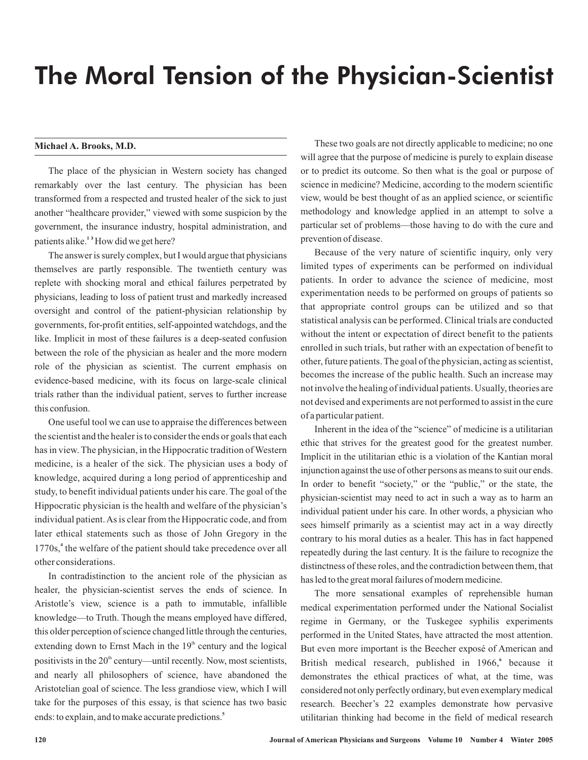# The Moral Tension of the Physician-Scientist

**Michael A. Brooks, M.D.**

The place of the physician in Western society has changed remarkably over the last century. The physician has been transformed from a respected and trusted healer of the sick to just another "healthcare provider," viewed with some suspicion by the government, the insurance industry, hospital administration, and patients alike.[1 3] How did we get here?

The answer is surely complex, but I would argue that physicians themselves are partly responsible. The twentieth century was replete with shocking moral and ethical failures perpetrated by physicians, leading to loss of patient trust and markedly increased oversight and control of the patient-physician relationship by governments, for-profit entities, self-appointed watchdogs, and the like. Implicit in most of these failures is a deep-seated confusion between the role of the physician as healer and the more modern role of the physician as scientist. The current emphasis on evidence-based medicine, with its focus on large-scale clinical trials rather than the individual patient, serves to further increase this confusion.

One useful tool we can use to appraise the differences between the scientist and the healer is to consider the ends or goals that each has in view. The physician, in the Hippocratic tradition of Western medicine, is a healer of the sick. The physician uses a body of knowledge, acquired during a long period of apprenticeship and study, to benefit individual patients under his care. The goal of the Hippocratic physician is the health and welfare of the physician's individual patient. As is clear from the Hippocratic code, and from later ethical statements such as those of John Gregory in the 1770s,[4] the welfare of the patient should take precedence over all other considerations.

In contradistinction to the ancient role of the physician as healer, the physician-scientist serves the ends of science. In Aristotle's view, science is a path to immutable, infallible knowledge—to Truth. Though the means employed have differed, this older perception of science changed little through the centuries, extending down to Ernst Mach in the 19th century and the logical positivists in the 20th century—until recently. Now, most scientists, and nearly all philosophers of science, have abandoned the Aristotelian goal of science. The less grandiose view, which I will take for the purposes of this essay, is that science has two basic ends: to explain, and to make accurate predictions.[5]

These two goals are not directly applicable to medicine; no one will agree that the purpose of medicine is purely to explain disease or to predict its outcome. So then what is the goal or purpose of science in medicine? Medicine, according to the modern scientific view, would be best thought of as an applied science, or scientific methodology and knowledge applied in an attempt to solve a particular set of problems—those having to do with the cure and prevention of disease.

Because of the very nature of scientific inquiry, only very limited types of experiments can be performed on individual patients. In order to advance the science of medicine, most experimentation needs to be performed on groups of patients so that appropriate control groups can be utilized and so that statistical analysis can be performed. Clinical trials are conducted without the intent or expectation of direct benefit to the patients enrolled in such trials, but rather with an expectation of benefit to other, future patients. The goal of the physician, acting as scientist, becomes the increase of the public health. Such an increase may not involve the healing of individual patients. Usually, theories are not devised and experiments are not performed to assist in the cure of a particular patient.

Inherent in the idea of the "science" of medicine is a utilitarian ethic that strives for the greatest good for the greatest number. Implicit in the utilitarian ethic is a violation of the Kantian moral injunction against the use of other persons as means to suit our ends. In order to benefit "society," or the "public," or the state, the physician-scientist may need to act in such a way as to harm an individual patient under his care. In other words, a physician who sees himself primarily as a scientist may act in a way directly contrary to his moral duties as a healer. This has in fact happened repeatedly during the last century. It is the failure to recognize the distinctness of these roles, and the contradiction between them, that has led to the great moral failures of modern medicine.

The more sensational examples of reprehensible human medical experimentation performed under the National Socialist regime in Germany, or the Tuskegee syphilis experiments performed in the United States, have attracted the most attention. But even more important is the Beecher exposé of American and British medical research, published in 1966,[6] because it demonstrates the ethical practices of what, at the time, was considered not only perfectly ordinary, but even exemplary medical research. Beecher's 22 examples demonstrate how pervasive utilitarian thinking had become in the field of medical research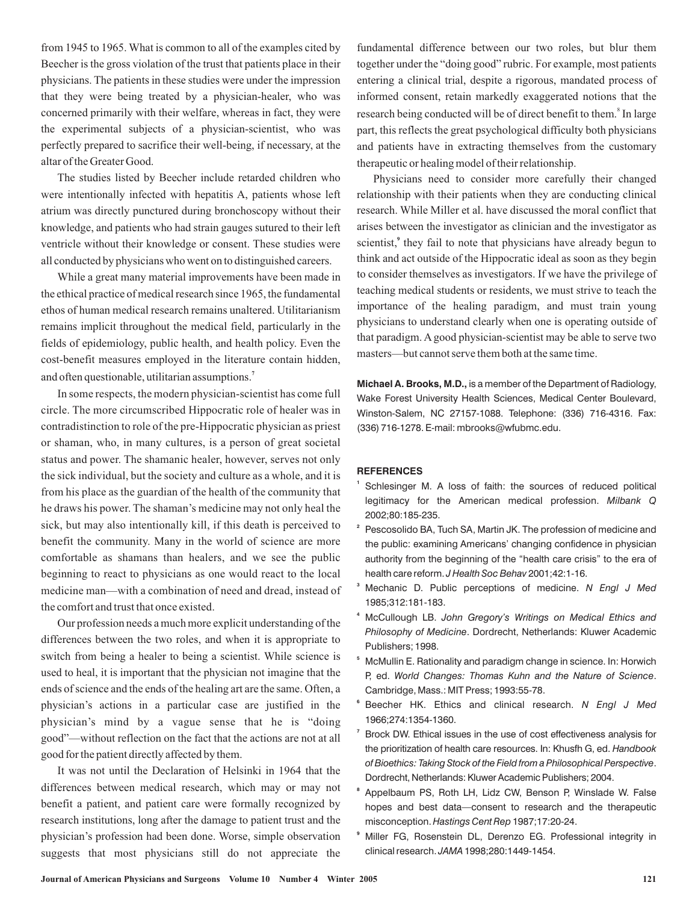from 1945 to 1965. What is common to all of the examples cited by Beecher is the gross violation of the trust that patients place in their physicians. The patients in these studies were under the impression that they were being treated by a physician-healer, who was concerned primarily with their welfare, whereas in fact, they were the experimental subjects of a physician-scientist, who was perfectly prepared to sacrifice their well-being, if necessary, at the altar of the Greater Good.

The studies listed by Beecher include retarded children who were intentionally infected with hepatitis A, patients whose left atrium was directly punctured during bronchoscopy without their knowledge, and patients who had strain gauges sutured to their left ventricle without their knowledge or consent. These studies were all conducted by physicians who went on to distinguished careers.

While a great many material improvements have been made in the ethical practice of medical research since 1965, the fundamental ethos of human medical research remains unaltered. Utilitarianism remains implicit throughout the medical field, particularly in the fields of epidemiology, public health, and health policy. Even the cost-benefit measures employed in the literature contain hidden, and often questionable, utilitarian assumptions.[7]

In some respects, the modern physician-scientist has come full circle. The more circumscribed Hippocratic role of healer was in contradistinction to role of the pre-Hippocratic physician as priest or shaman, who, in many cultures, is a person of great societal status and power. The shamanic healer, however, serves not only the sick individual, but the society and culture as a whole, and it is from his place as the guardian of the health of the community that he draws his power. The shaman's medicine may not only heal the sick, but may also intentionally kill, if this death is perceived to benefit the community. Many in the world of science are more comfortable as shamans than healers, and we see the public beginning to react to physicians as one would react to the local medicine man—with a combination of need and dread, instead of the comfort and trust that once existed.

Our profession needs a much more explicit understanding of the differences between the two roles, and when it is appropriate to switch from being a healer to being a scientist. While science is used to heal, it is important that the physician not imagine that the ends of science and the ends of the healing art are the same. Often, a physician's actions in a particular case are justified in the physician's mind by a vague sense that he is "doing good"—without reflection on the fact that the actions are not at all good for the patient directly affected by them.

It was not until the Declaration of Helsinki in 1964 that the differences between medical research, which may or may not benefit a patient, and patient care were formally recognized by research institutions, long after the damage to patient trust and the physician's profession had been done. Worse, simple observation suggests that most physicians still do not appreciate the fundamental difference between our two roles, but blur them together under the "doing good" rubric. For example, most patients entering a clinical trial, despite a rigorous, mandated process of informed consent, retain markedly exaggerated notions that the research being conducted will be of direct benefit to them.[8] In large part, this reflects the great psychological difficulty both physicians and patients have in extracting themselves from the customary therapeutic or healing model of their relationship.

Physicians need to consider more carefully their changed relationship with their patients when they are conducting clinical research. While Miller et al. have discussed the moral conflict that arises between the investigator as clinician and the investigator as scientist,[9] they fail to note that physicians have already begun to think and act outside of the Hippocratic ideal as soon as they begin to consider themselves as investigators. If we have the privilege of teaching medical students or residents, we must strive to teach the importance of the healing paradigm, and must train young physicians to understand clearly when one is operating outside of that paradigm. A good physician-scientist may be able to serve two masters—but cannot serve them both at the same time.

**Michael A. Brooks, M.D.,** is a member of the Department of Radiology, Wake Forest University Health Sciences, Medical Center Boulevard, Winston-Salem, NC 27157-1088. Telephone: (336) 716-4316. Fax: (336) 716-1278. E-mail: mbrooks@wfubmc.edu.

## REFERENCES

1. Schlesinger M. A loss of faith: the sources of reduced political legitimacy for the American medical profession. *Milbank Q* 2002;80:185-235.
2. Pescosolido BA, Tuch SA, Martin JK. The profession of medicine and the public: examining Americans' changing confidence in physician authority from the beginning of the "health care crisis" to the era of health care reform. *J Health Soc Behav* 2001;42:1-16.
3. Mechanic D. Public perceptions of medicine. *N Engl J Med* 1985;312:181-183.
4. McCullough LB. *John Gregory's Writings on Medical Ethics and Philosophy of Medicine*. Dordrecht, Netherlands: Kluwer Academic Publishers; 1998.
5. McMullin E. Rationality and paradigm change in science. In: Horwich P, ed. *World Changes: Thomas Kuhn and the Nature of Science*. Cambridge, Mass.: MIT Press; 1993:55-78.
6. Beecher HK. Ethics and clinical research. *N Engl J Med* 1966;274:1354-1360.
7. Brock DW. Ethical issues in the use of cost effectiveness analysis for the prioritization of health care resources. In: Khusfh G, ed. *Handbook of Bioethics: Taking Stock of the Field from a Philosophical Perspective*. Dordrecht, Netherlands: Kluwer Academic Publishers; 2004.
8. Appelbaum PS, Roth LH, Lidz CW, Benson P, Winslade W. False hopes and best data—consent to research and the therapeutic misconception. *Hastings Cent Rep* 1987;17:20-24.
9. Miller FG, Rosenstein DL, Derenzo EG. Professional integrity in clinical research. *JAMA* 1998;280:1449-1454.